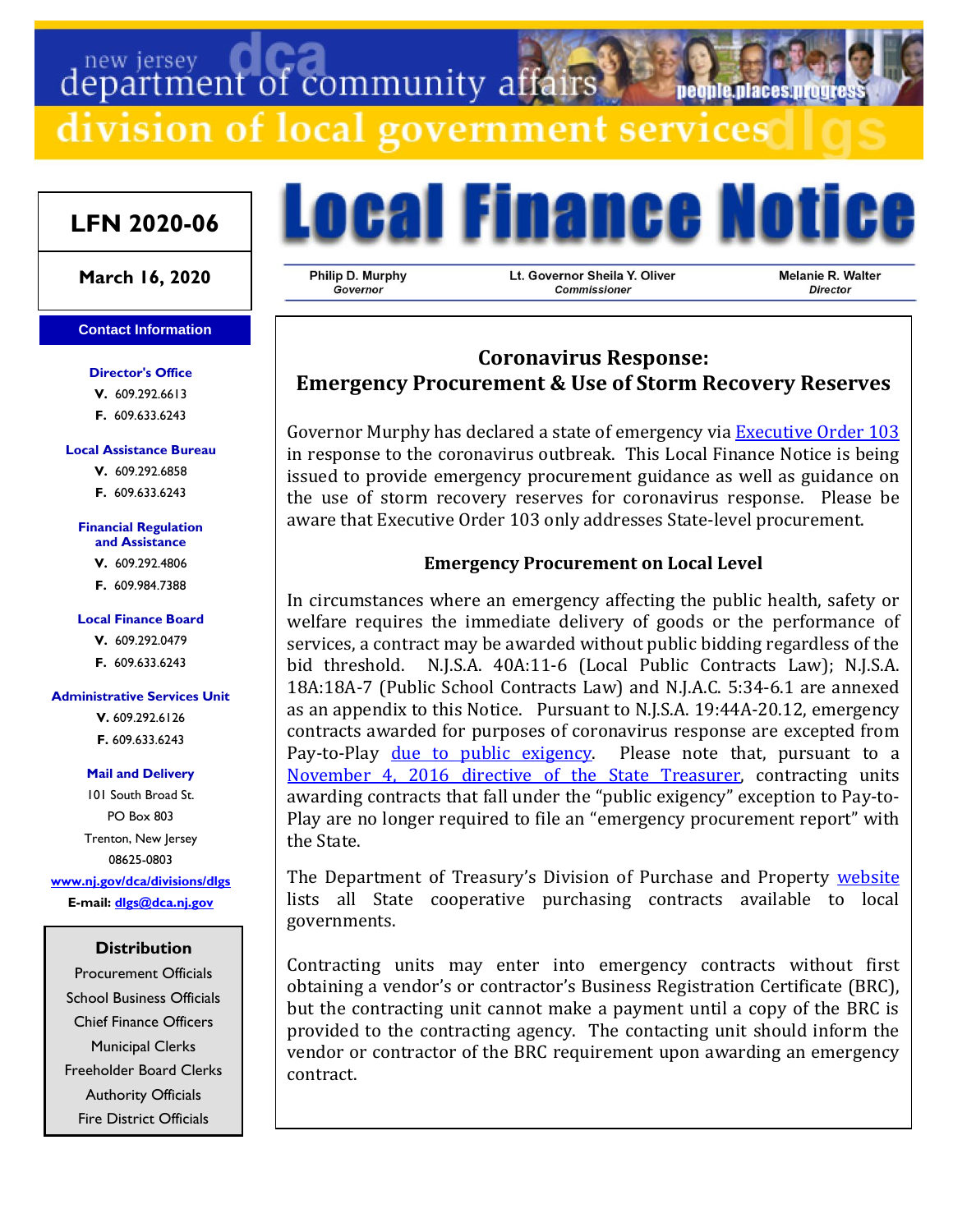new jersey department of community affairs

division of local government services

# Local Finance Notice

**LFN 2020-06**

**March 16, 2020**

Philip D. Murphy, *Governor*

Lt. Governor Sheila Y. Oliver, *Commissioner*

Melanie R. Walter, *Director*

**Contact Information**

**Director's Office**
**V.** 609.292.6613
**F.** 609.633.6243

**Local Assistance Bureau**
**V.** 609.292.6858
**F.** 609.633.6243

**Financial Regulation and Assistance**
**V.** 609.292.4806
**F.** 609.984.7388

**Local Finance Board**
**V.** 609.292.0479
**F.** 609.633.6243

**Administrative Services Unit**
**V.** 609.292.6126
**F.** 609.633.6243

**Mail and Delivery**
101 South Broad St.
PO Box 803
Trenton, New Jersey
08625-0803

**www.nj.gov/dca/divisions/dlgs**

**E-mail: dlgs@dca.nj.gov**

**Distribution**

Procurement Officials
School Business Officials
Chief Finance Officers
Municipal Clerks
Freeholder Board Clerks
Authority Officials
Fire District Officials

## Coronavirus Response: Emergency Procurement & Use of Storm Recovery Reserves

Governor Murphy has declared a state of emergency via Executive Order 103 in response to the coronavirus outbreak. This Local Finance Notice is being issued to provide emergency procurement guidance as well as guidance on the use of storm recovery reserves for coronavirus response. Please be aware that Executive Order 103 only addresses State-level procurement.

### Emergency Procurement on Local Level

In circumstances where an emergency affecting the public health, safety or welfare requires the immediate delivery of goods or the performance of services, a contract may be awarded without public bidding regardless of the bid threshold. N.J.S.A. 40A:11-6 (Local Public Contracts Law); N.J.S.A. 18A:18A-7 (Public School Contracts Law) and N.J.A.C. 5:34-6.1 are annexed as an appendix to this Notice. Pursuant to N.J.S.A. 19:44A-20.12, emergency contracts awarded for purposes of coronavirus response are excepted from Pay-to-Play due to public exigency. Please note that, pursuant to a November 4, 2016 directive of the State Treasurer, contracting units awarding contracts that fall under the "public exigency" exception to Pay-to-Play are no longer required to file an "emergency procurement report" with the State.

The Department of Treasury's Division of Purchase and Property website lists all State cooperative purchasing contracts available to local governments.

Contracting units may enter into emergency contracts without first obtaining a vendor's or contractor's Business Registration Certificate (BRC), but the contracting unit cannot make a payment until a copy of the BRC is provided to the contracting agency. The contacting unit should inform the vendor or contractor of the BRC requirement upon awarding an emergency contract.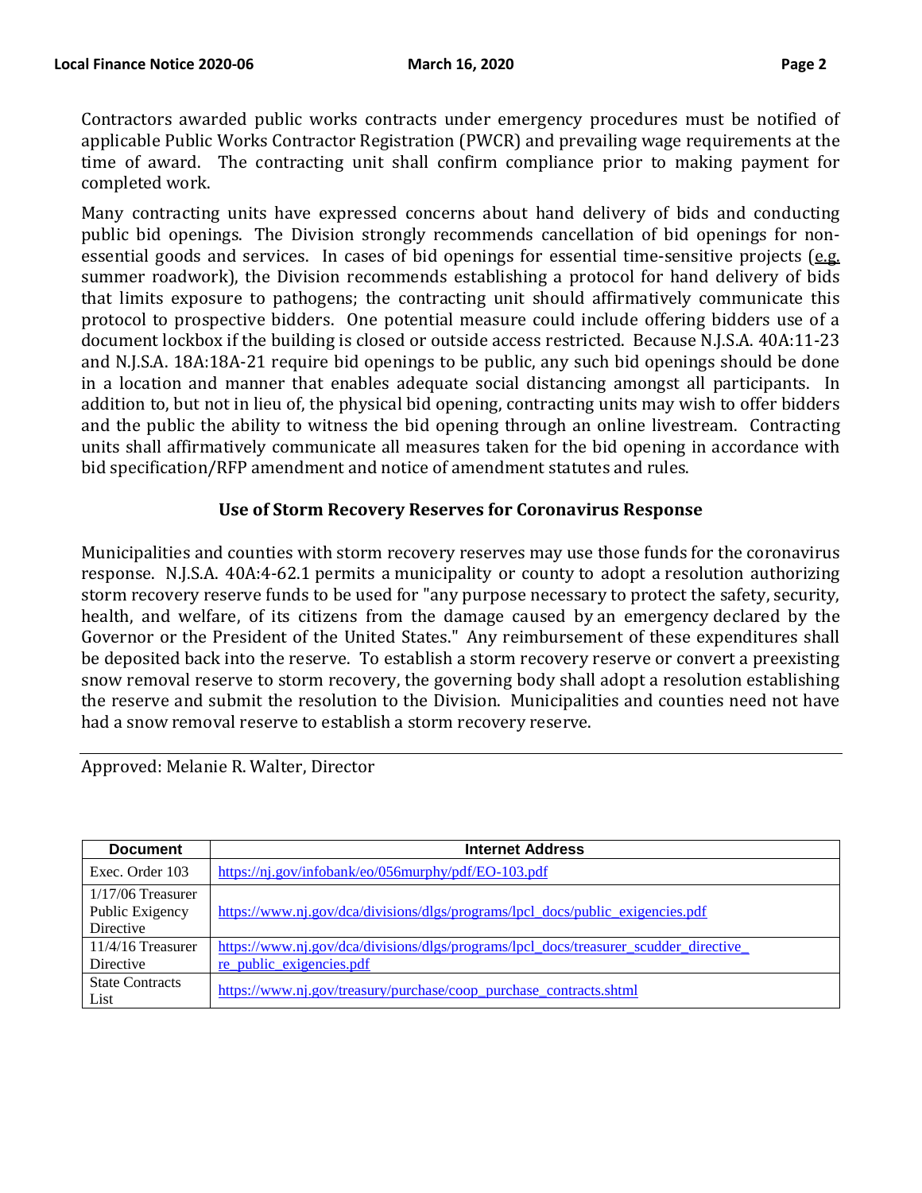Contractors awarded public works contracts under emergency procedures must be notified of applicable Public Works Contractor Registration (PWCR) and prevailing wage requirements at the time of award. The contracting unit shall confirm compliance prior to making payment for completed work.

Many contracting units have expressed concerns about hand delivery of bids and conducting public bid openings. The Division strongly recommends cancellation of bid openings for non-essential goods and services. In cases of bid openings for essential time-sensitive projects (e.g. summer roadwork), the Division recommends establishing a protocol for hand delivery of bids that limits exposure to pathogens; the contracting unit should affirmatively communicate this protocol to prospective bidders. One potential measure could include offering bidders use of a document lockbox if the building is closed or outside access restricted. Because N.J.S.A. 40A:11-23 and N.J.S.A. 18A:18A-21 require bid openings to be public, any such bid openings should be done in a location and manner that enables adequate social distancing amongst all participants. In addition to, but not in lieu of, the physical bid opening, contracting units may wish to offer bidders and the public the ability to witness the bid opening through an online livestream. Contracting units shall affirmatively communicate all measures taken for the bid opening in accordance with bid specification/RFP amendment and notice of amendment statutes and rules.

### Use of Storm Recovery Reserves for Coronavirus Response

Municipalities and counties with storm recovery reserves may use those funds for the coronavirus response. N.J.S.A. 40A:4-62.1 permits a municipality or county to adopt a resolution authorizing storm recovery reserve funds to be used for "any purpose necessary to protect the safety, security, health, and welfare, of its citizens from the damage caused by an emergency declared by the Governor or the President of the United States." Any reimbursement of these expenditures shall be deposited back into the reserve. To establish a storm recovery reserve or convert a preexisting snow removal reserve to storm recovery, the governing body shall adopt a resolution establishing the reserve and submit the resolution to the Division. Municipalities and counties need not have had a snow removal reserve to establish a storm recovery reserve.

---

Approved: Melanie R. Walter, Director

| Document | Internet Address |
| --- | --- |
| Exec. Order 103 | https://nj.gov/infobank/eo/056murphy/pdf/EO-103.pdf |
| 1/17/06 Treasurer Public Exigency Directive | https://www.nj.gov/dca/divisions/dlgs/programs/lpcl_docs/public_exigencies.pdf |
| 11/4/16 Treasurer Directive | https://www.nj.gov/dca/divisions/dlgs/programs/lpcl_docs/treasurer_scudder_directive_re_public_exigencies.pdf |
| State Contracts List | https://www.nj.gov/treasury/purchase/coop_purchase_contracts.shtml |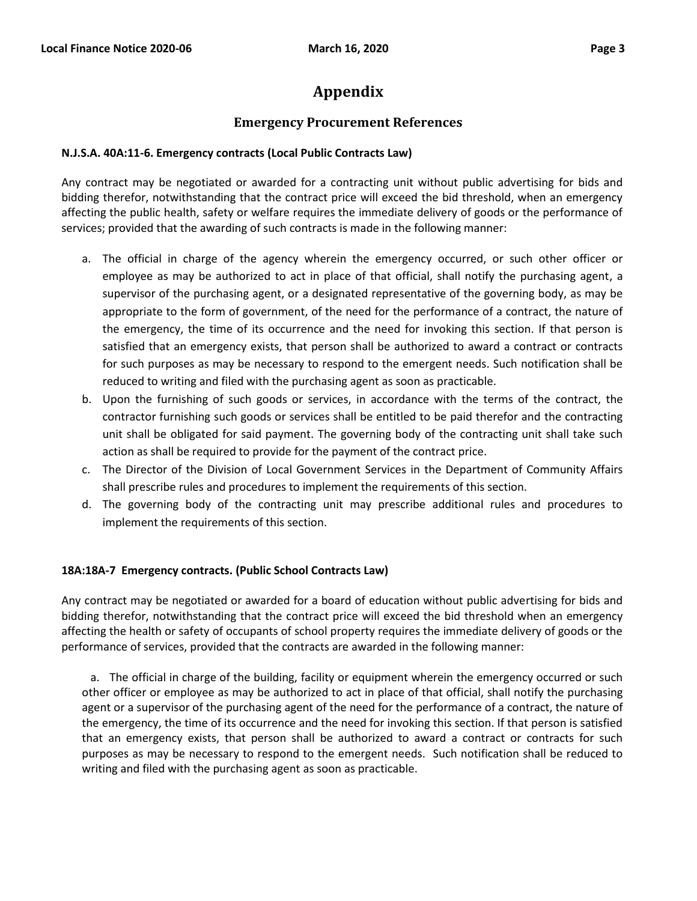# Appendix

## Emergency Procurement References

**N.J.S.A. 40A:11-6. Emergency contracts (Local Public Contracts Law)**

Any contract may be negotiated or awarded for a contracting unit without public advertising for bids and bidding therefor, notwithstanding that the contract price will exceed the bid threshold, when an emergency affecting the public health, safety or welfare requires the immediate delivery of goods or the performance of services; provided that the awarding of such contracts is made in the following manner:

a. The official in charge of the agency wherein the emergency occurred, or such other officer or employee as may be authorized to act in place of that official, shall notify the purchasing agent, a supervisor of the purchasing agent, or a designated representative of the governing body, as may be appropriate to the form of government, of the need for the performance of a contract, the nature of the emergency, the time of its occurrence and the need for invoking this section. If that person is satisfied that an emergency exists, that person shall be authorized to award a contract or contracts for such purposes as may be necessary to respond to the emergent needs. Such notification shall be reduced to writing and filed with the purchasing agent as soon as practicable.

b. Upon the furnishing of such goods or services, in accordance with the terms of the contract, the contractor furnishing such goods or services shall be entitled to be paid therefor and the contracting unit shall be obligated for said payment. The governing body of the contracting unit shall take such action as shall be required to provide for the payment of the contract price.

c. The Director of the Division of Local Government Services in the Department of Community Affairs shall prescribe rules and procedures to implement the requirements of this section.

d. The governing body of the contracting unit may prescribe additional rules and procedures to implement the requirements of this section.

**18A:18A-7 Emergency contracts. (Public School Contracts Law)**

Any contract may be negotiated or awarded for a board of education without public advertising for bids and bidding therefor, notwithstanding that the contract price will exceed the bid threshold when an emergency affecting the health or safety of occupants of school property requires the immediate delivery of goods or the performance of services, provided that the contracts are awarded in the following manner:

a. The official in charge of the building, facility or equipment wherein the emergency occurred or such other officer or employee as may be authorized to act in place of that official, shall notify the purchasing agent or a supervisor of the purchasing agent of the need for the performance of a contract, the nature of the emergency, the time of its occurrence and the need for invoking this section. If that person is satisfied that an emergency exists, that person shall be authorized to award a contract or contracts for such purposes as may be necessary to respond to the emergent needs. Such notification shall be reduced to writing and filed with the purchasing agent as soon as practicable.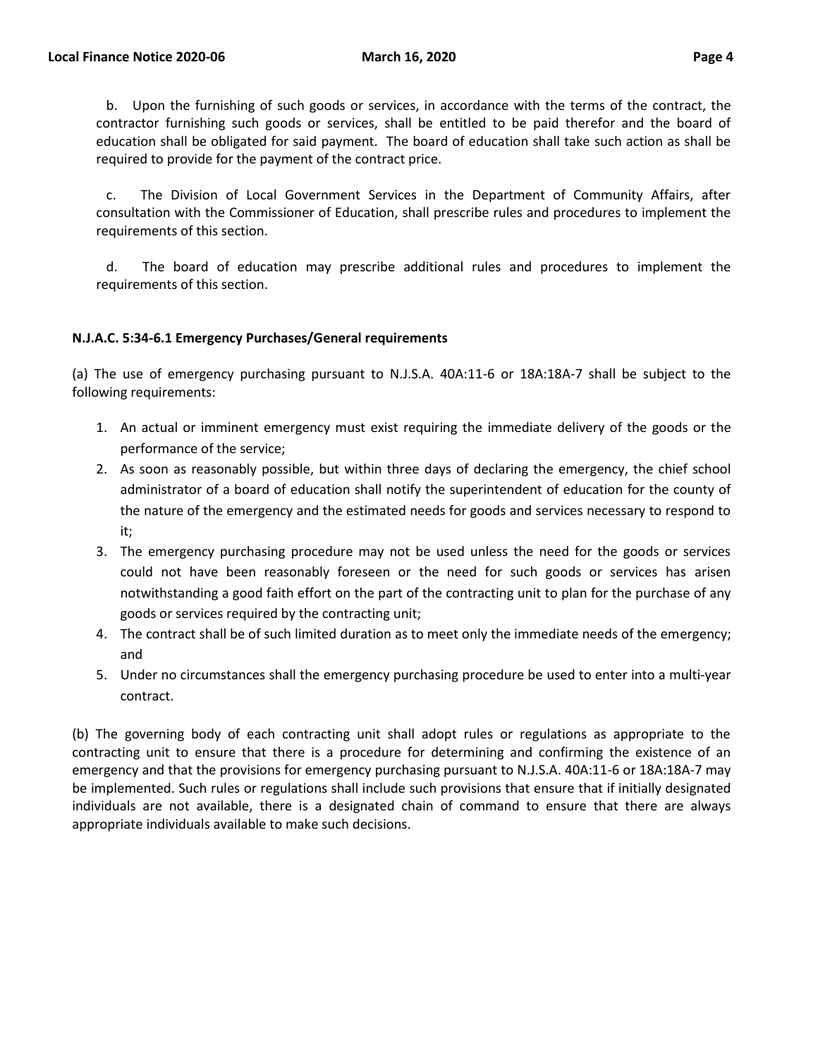b. Upon the furnishing of such goods or services, in accordance with the terms of the contract, the contractor furnishing such goods or services, shall be entitled to be paid therefor and the board of education shall be obligated for said payment. The board of education shall take such action as shall be required to provide for the payment of the contract price.

c. The Division of Local Government Services in the Department of Community Affairs, after consultation with the Commissioner of Education, shall prescribe rules and procedures to implement the requirements of this section.

d. The board of education may prescribe additional rules and procedures to implement the requirements of this section.

**N.J.A.C. 5:34-6.1 Emergency Purchases/General requirements**

(a) The use of emergency purchasing pursuant to N.J.S.A. 40A:11-6 or 18A:18A-7 shall be subject to the following requirements:

1. An actual or imminent emergency must exist requiring the immediate delivery of the goods or the performance of the service;
2. As soon as reasonably possible, but within three days of declaring the emergency, the chief school administrator of a board of education shall notify the superintendent of education for the county of the nature of the emergency and the estimated needs for goods and services necessary to respond to it;
3. The emergency purchasing procedure may not be used unless the need for the goods or services could not have been reasonably foreseen or the need for such goods or services has arisen notwithstanding a good faith effort on the part of the contracting unit to plan for the purchase of any goods or services required by the contracting unit;
4. The contract shall be of such limited duration as to meet only the immediate needs of the emergency; and
5. Under no circumstances shall the emergency purchasing procedure be used to enter into a multi-year contract.

(b) The governing body of each contracting unit shall adopt rules or regulations as appropriate to the contracting unit to ensure that there is a procedure for determining and confirming the existence of an emergency and that the provisions for emergency purchasing pursuant to N.J.S.A. 40A:11-6 or 18A:18A-7 may be implemented. Such rules or regulations shall include such provisions that ensure that if initially designated individuals are not available, there is a designated chain of command to ensure that there are always appropriate individuals available to make such decisions.